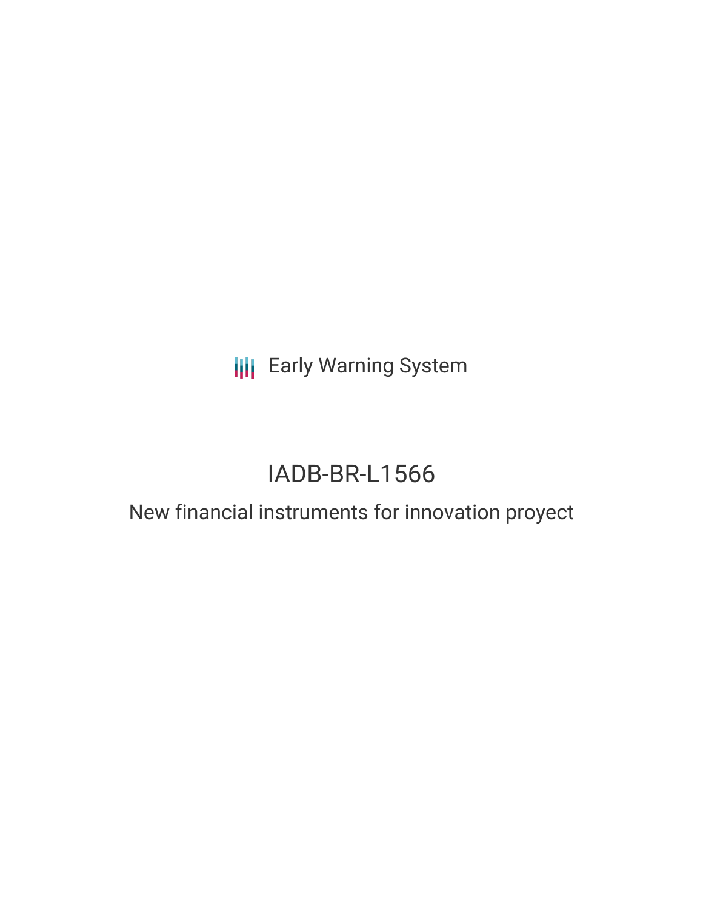Early Warning System

# IADB-BR-L1566

## New financial instruments for innovation proyect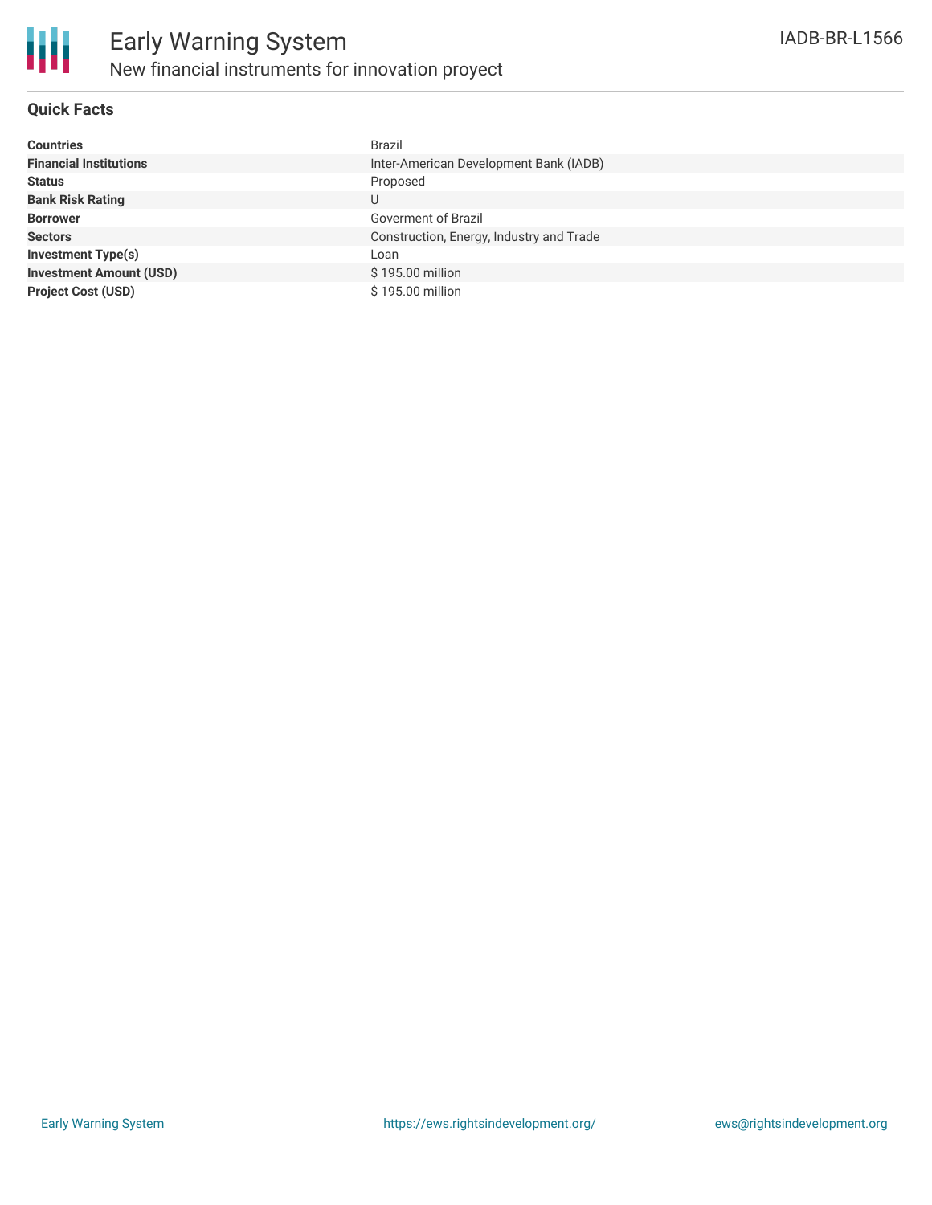# Early Warning System

## New financial instruments for innovation proyect

IADB-BR-L1566

### Quick Facts

| | |
|---|---|
| **Countries** | Brazil |
| **Financial Institutions** | Inter-American Development Bank (IADB) |
| **Status** | Proposed |
| **Bank Risk Rating** | U |
| **Borrower** | Goverment of Brazil |
| **Sectors** | Construction, Energy, Industry and Trade |
| **Investment Type(s)** | Loan |
| **Investment Amount (USD)** | $ 195.00 million |
| **Project Cost (USD)** | $ 195.00 million |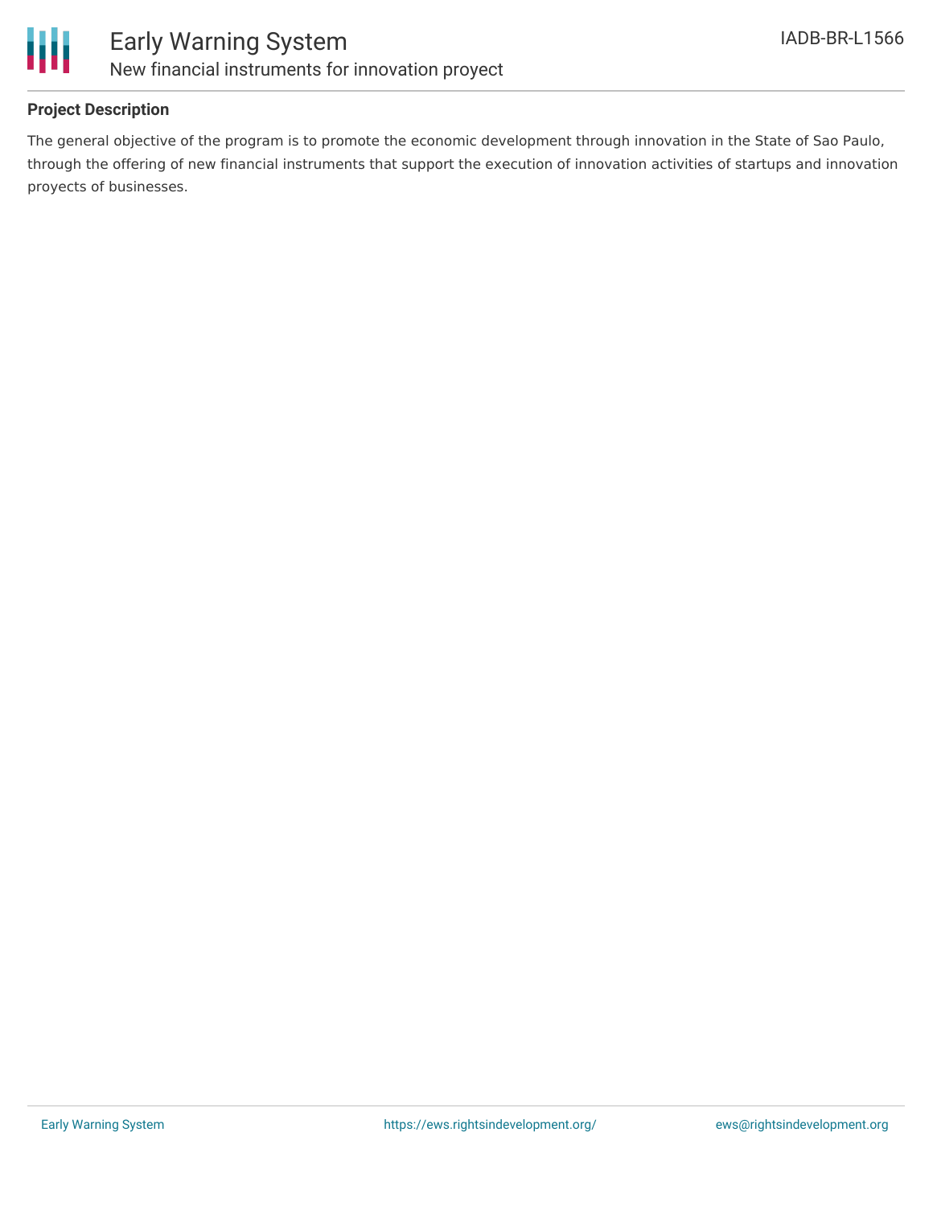**Project Description**

The general objective of the program is to promote the economic development through innovation in the State of Sao Paulo, through the offering of new financial instruments that support the execution of innovation activities of startups and innovation proyects of businesses.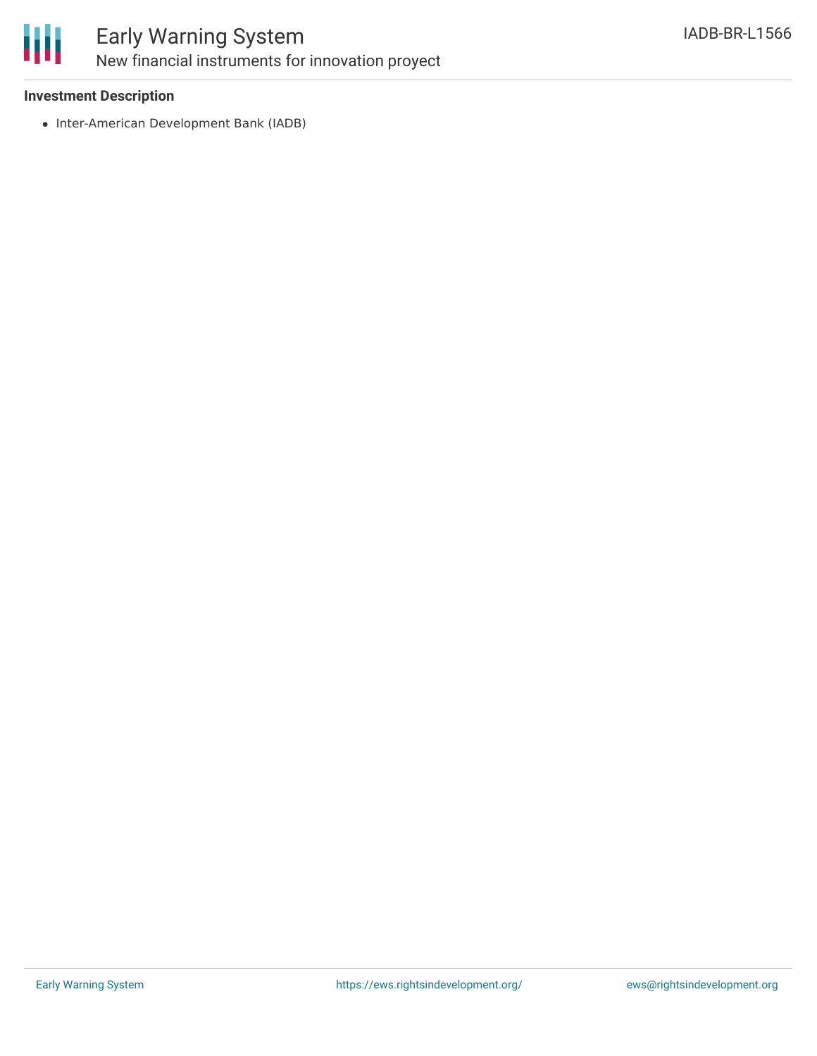**Investment Description**

- Inter-American Development Bank (IADB)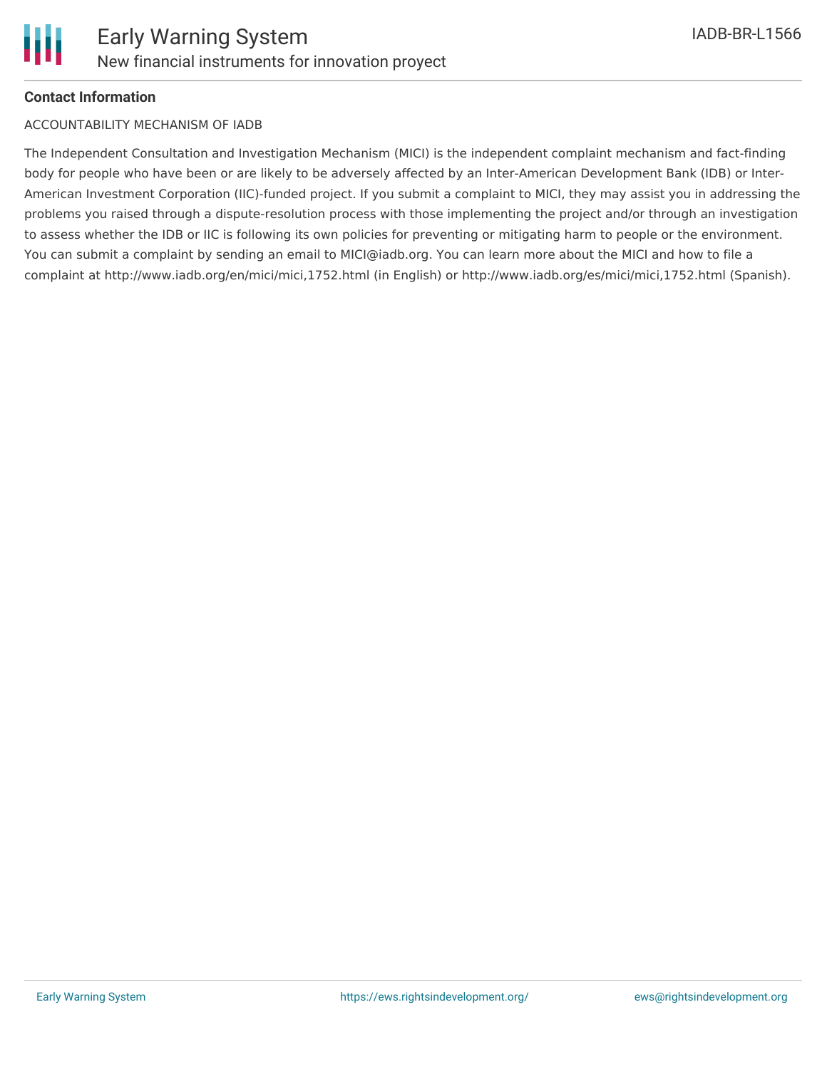**Contact Information**

ACCOUNTABILITY MECHANISM OF IADB

The Independent Consultation and Investigation Mechanism (MICI) is the independent complaint mechanism and fact-finding body for people who have been or are likely to be adversely affected by an Inter-American Development Bank (IDB) or Inter-American Investment Corporation (IIC)-funded project. If you submit a complaint to MICI, they may assist you in addressing the problems you raised through a dispute-resolution process with those implementing the project and/or through an investigation to assess whether the IDB or IIC is following its own policies for preventing or mitigating harm to people or the environment. You can submit a complaint by sending an email to MICI@iadb.org. You can learn more about the MICI and how to file a complaint at http://www.iadb.org/en/mici/mici,1752.html (in English) or http://www.iadb.org/es/mici/mici,1752.html (Spanish).